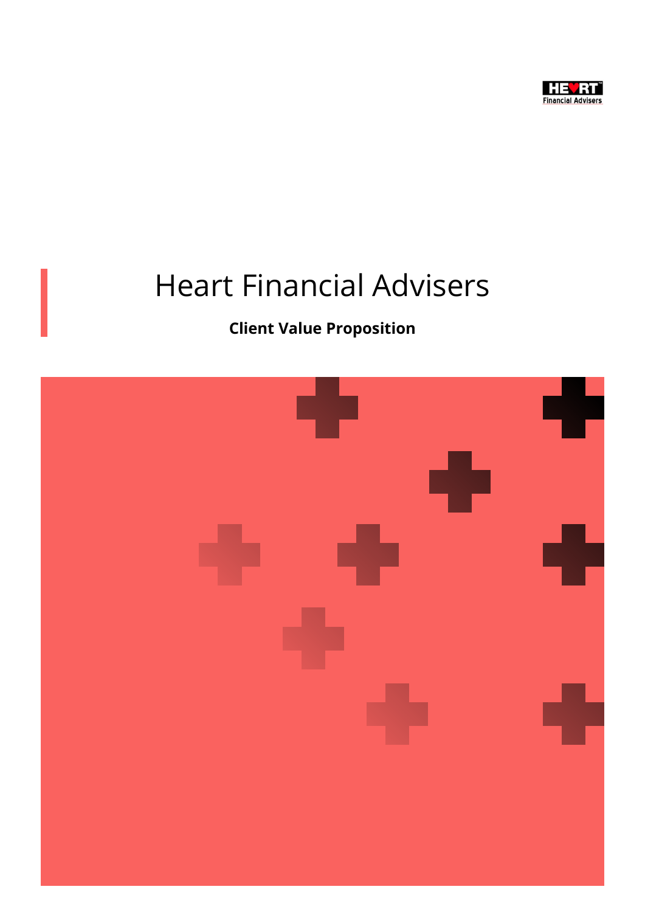# Heart Financial Advisers

**Client Value Proposition**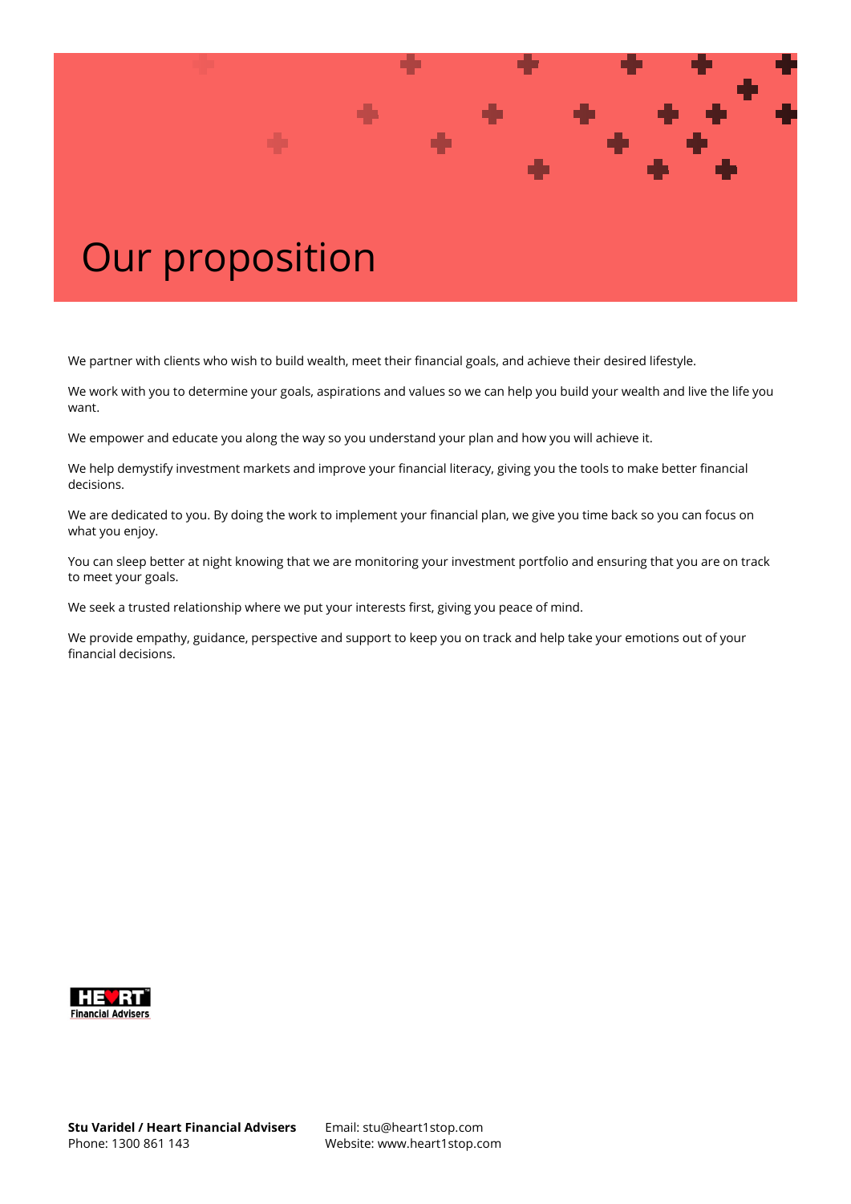# Our proposition

We partner with clients who wish to build wealth, meet their financial goals, and achieve their desired lifestyle.

We work with you to determine your goals, aspirations and values so we can help you build your wealth and live the life you want.

We empower and educate you along the way so you understand your plan and how you will achieve it.

We help demystify investment markets and improve your financial literacy, giving you the tools to make better financial decisions.

We are dedicated to you. By doing the work to implement your financial plan, we give you time back so you can focus on what you enjoy.

You can sleep better at night knowing that we are monitoring your investment portfolio and ensuring that you are on track to meet your goals.

We seek a trusted relationship where we put your interests first, giving you peace of mind.

We provide empathy, guidance, perspective and support to keep you on track and help take your emotions out of your financial decisions.

**Stu Varidel / Heart Financial Advisers**
Phone: 1300 861 143

Email: stu@heart1stop.com
Website: www.heart1stop.com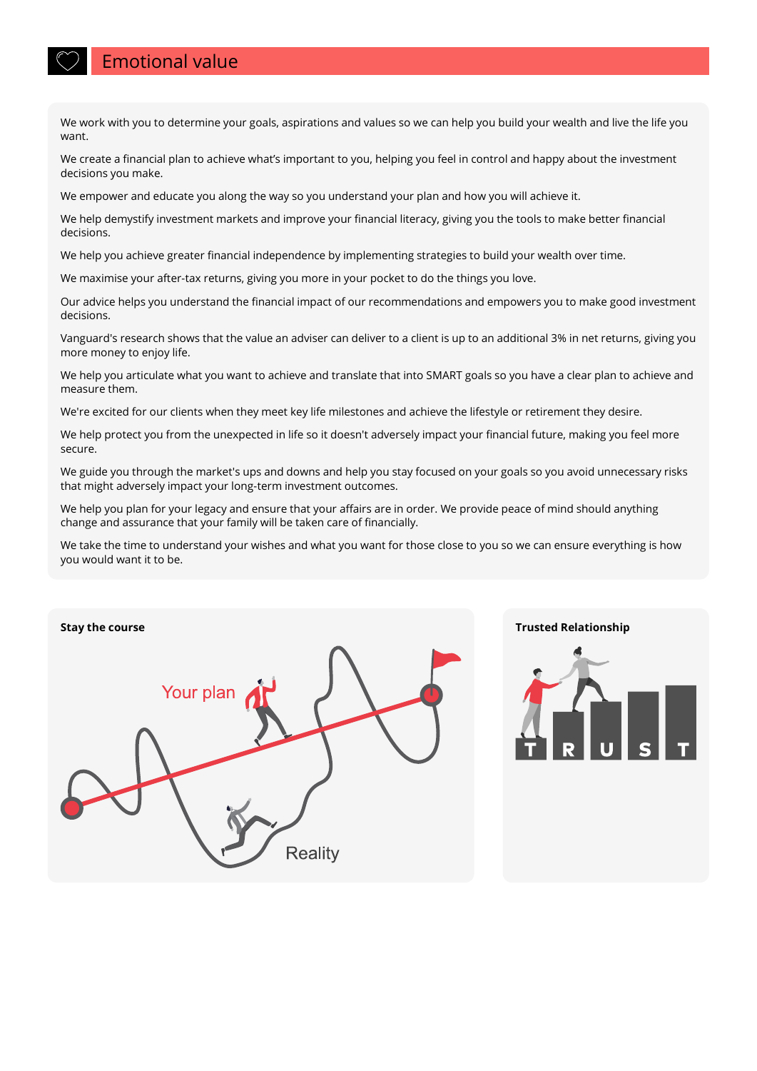# Emotional value

We work with you to determine your goals, aspirations and values so we can help you build your wealth and live the life you want.

We create a financial plan to achieve what's important to you, helping you feel in control and happy about the investment decisions you make.

We empower and educate you along the way so you understand your plan and how you will achieve it.

We help demystify investment markets and improve your financial literacy, giving you the tools to make better financial decisions.

We help you achieve greater financial independence by implementing strategies to build your wealth over time.

We maximise your after-tax returns, giving you more in your pocket to do the things you love.

Our advice helps you understand the financial impact of our recommendations and empowers you to make good investment decisions.

Vanguard's research shows that the value an adviser can deliver to a client is up to an additional 3% in net returns, giving you more money to enjoy life.

We help you articulate what you want to achieve and translate that into SMART goals so you have a clear plan to achieve and measure them.

We're excited for our clients when they meet key life milestones and achieve the lifestyle or retirement they desire.

We help protect you from the unexpected in life so it doesn't adversely impact your financial future, making you feel more secure.

We guide you through the market's ups and downs and help you stay focused on your goals so you avoid unnecessary risks that might adversely impact your long-term investment outcomes.

We help you plan for your legacy and ensure that your affairs are in order. We provide peace of mind should anything change and assurance that your family will be taken care of financially.

We take the time to understand your wishes and what you want for those close to you so we can ensure everything is how you would want it to be.

**Stay the course**

**Trusted Relationship**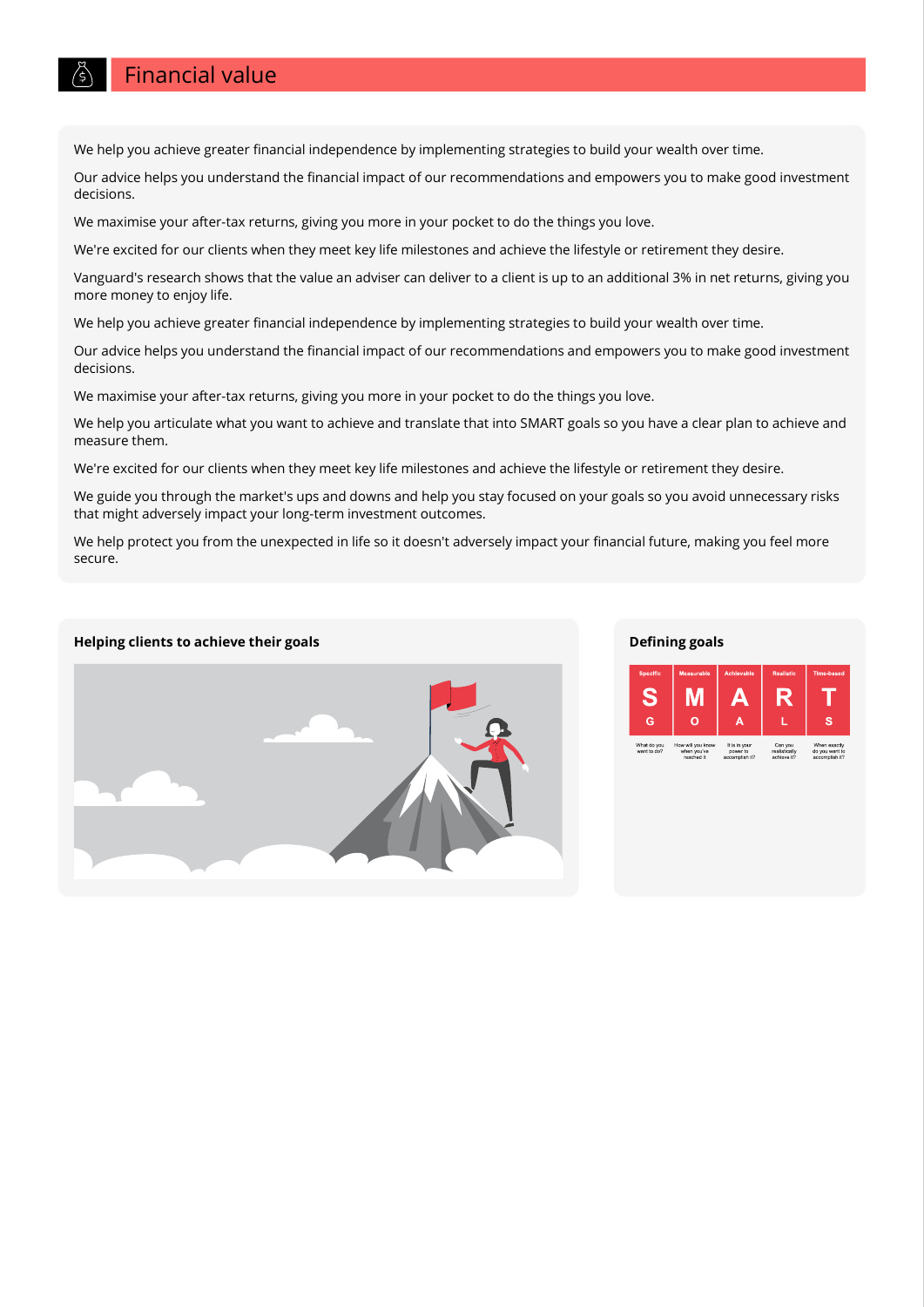# Financial value

We help you achieve greater financial independence by implementing strategies to build your wealth over time.

Our advice helps you understand the financial impact of our recommendations and empowers you to make good investment decisions.

We maximise your after-tax returns, giving you more in your pocket to do the things you love.

We're excited for our clients when they meet key life milestones and achieve the lifestyle or retirement they desire.

Vanguard's research shows that the value an adviser can deliver to a client is up to an additional 3% in net returns, giving you more money to enjoy life.

We help you achieve greater financial independence by implementing strategies to build your wealth over time.

Our advice helps you understand the financial impact of our recommendations and empowers you to make good investment decisions.

We maximise your after-tax returns, giving you more in your pocket to do the things you love.

We help you articulate what you want to achieve and translate that into SMART goals so you have a clear plan to achieve and measure them.

We're excited for our clients when they meet key life milestones and achieve the lifestyle or retirement they desire.

We guide you through the market's ups and downs and help you stay focused on your goals so you avoid unnecessary risks that might adversely impact your long-term investment outcomes.

We help protect you from the unexpected in life so it doesn't adversely impact your financial future, making you feel more secure.

## Helping clients to achieve their goals

## Defining goals

| Specific | Measurable | Achievable | Realistic | Time-based |
|---|---|---|---|---|
| S | M | A | R | T |
| G | O | A | L | S |
| What do you want to do? | How will you know when you've reached it | It is in your power to accomplish it? | Can you realistically achieve it? | When exactly do you want to accomplish it? |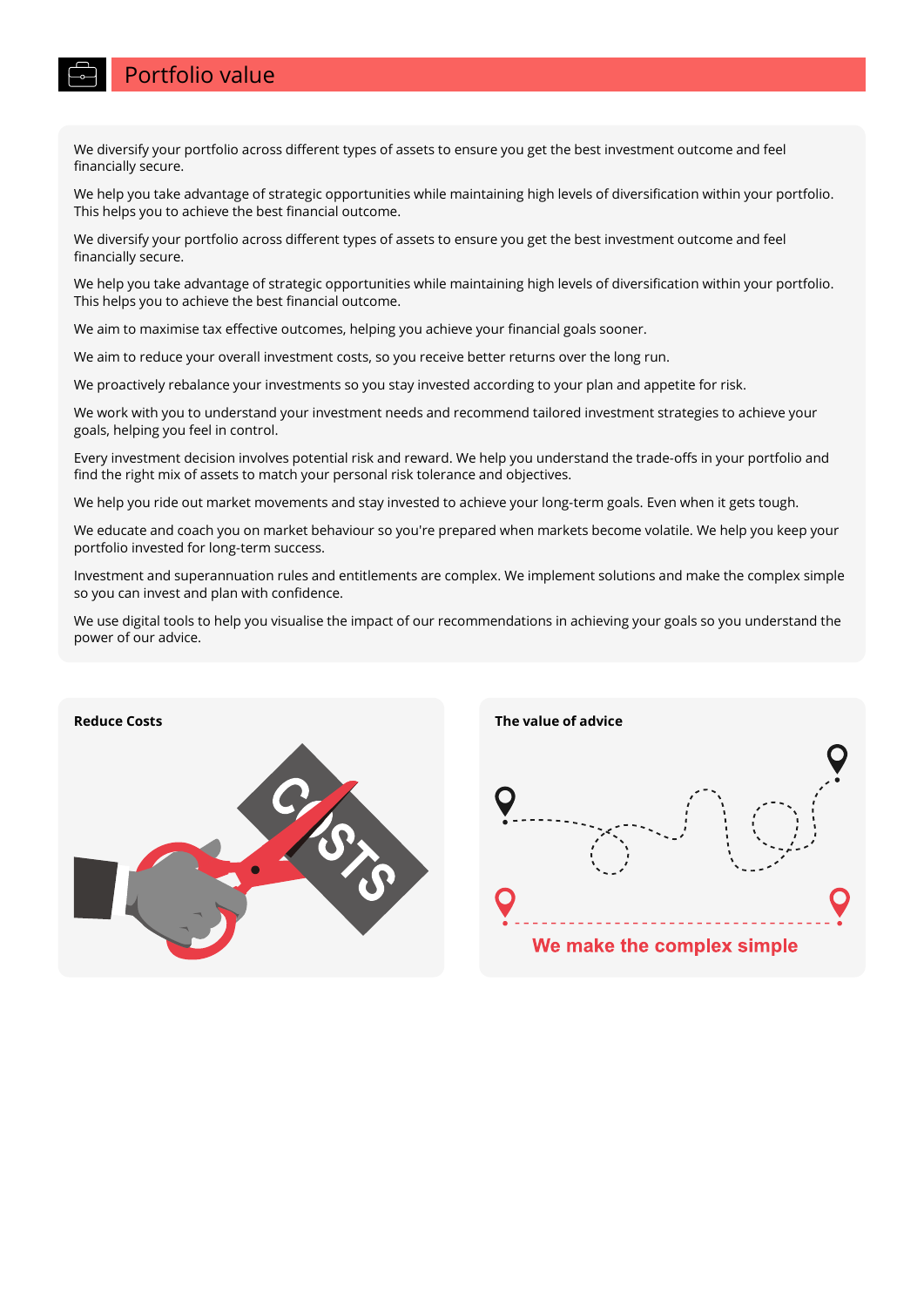# Portfolio value

We diversify your portfolio across different types of assets to ensure you get the best investment outcome and feel financially secure.

We help you take advantage of strategic opportunities while maintaining high levels of diversification within your portfolio. This helps you to achieve the best financial outcome.

We diversify your portfolio across different types of assets to ensure you get the best investment outcome and feel financially secure.

We help you take advantage of strategic opportunities while maintaining high levels of diversification within your portfolio. This helps you to achieve the best financial outcome.

We aim to maximise tax effective outcomes, helping you achieve your financial goals sooner.

We aim to reduce your overall investment costs, so you receive better returns over the long run.

We proactively rebalance your investments so you stay invested according to your plan and appetite for risk.

We work with you to understand your investment needs and recommend tailored investment strategies to achieve your goals, helping you feel in control.

Every investment decision involves potential risk and reward. We help you understand the trade-offs in your portfolio and find the right mix of assets to match your personal risk tolerance and objectives.

We help you ride out market movements and stay invested to achieve your long-term goals. Even when it gets tough.

We educate and coach you on market behaviour so you're prepared when markets become volatile. We help you keep your portfolio invested for long-term success.

Investment and superannuation rules and entitlements are complex. We implement solutions and make the complex simple so you can invest and plan with confidence.

We use digital tools to help you visualise the impact of our recommendations in achieving your goals so you understand the power of our advice.

**Reduce Costs**

**The value of advice**

We make the complex simple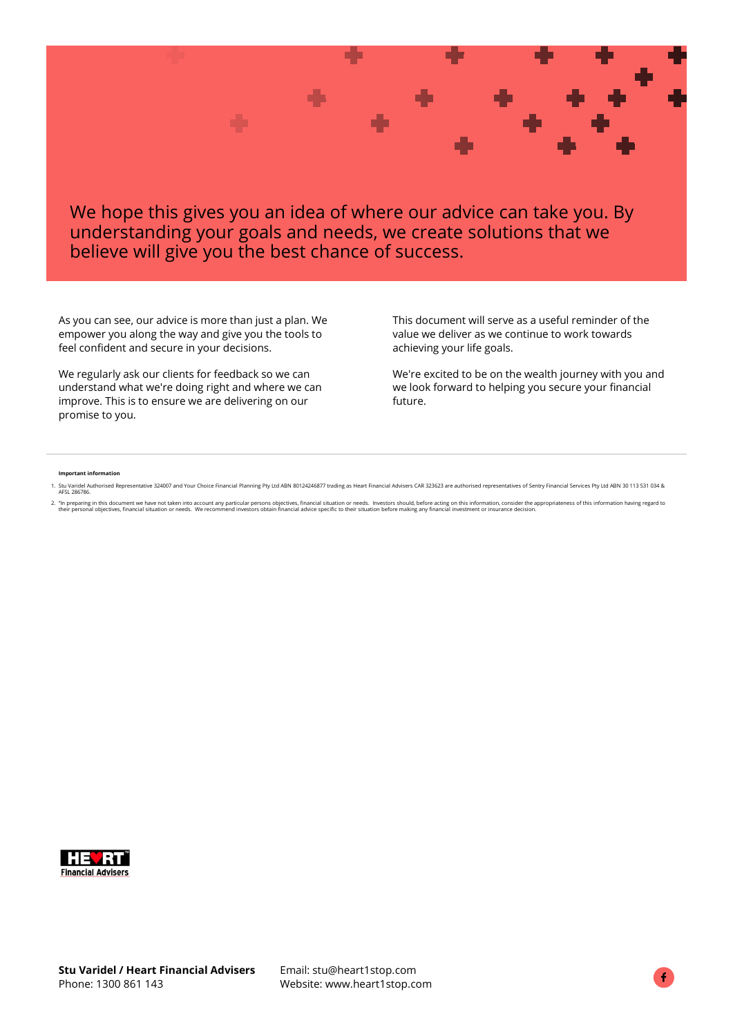We hope this gives you an idea of where our advice can take you. By understanding your goals and needs, we create solutions that we believe will give you the best chance of success.

As you can see, our advice is more than just a plan. We empower you along the way and give you the tools to feel confident and secure in your decisions.

We regularly ask our clients for feedback so we can understand what we're doing right and where we can improve. This is to ensure we are delivering on our promise to you.

This document will serve as a useful reminder of the value we deliver as we continue to work towards achieving your life goals.

We're excited to be on the wealth journey with you and we look forward to helping you secure your financial future.

**Important information**

1. Stu Varidel Authorised Representative 324007 and Your Choice Financial Planning Pty Ltd ABN 80124246877 trading as Heart Financial Advisers CAR 323623 are authorised representatives of Sentry Financial Services Pty Ltd ABN 30 113 531 034 & AFSL 286786.
2. "In preparing in this document we have not taken into account any particular persons objectives, financial situation or needs. Investors should, before acting on this information, consider the appropriateness of this information having regard to their personal objectives, financial situation or needs. We recommend investors obtain financial advice specific to their situation before making any financial investment or insurance decision.

HEART Financial Advisers

**Stu Varidel / Heart Financial Advisers**
Phone: 1300 861 143

Email: stu@heart1stop.com
Website: www.heart1stop.com